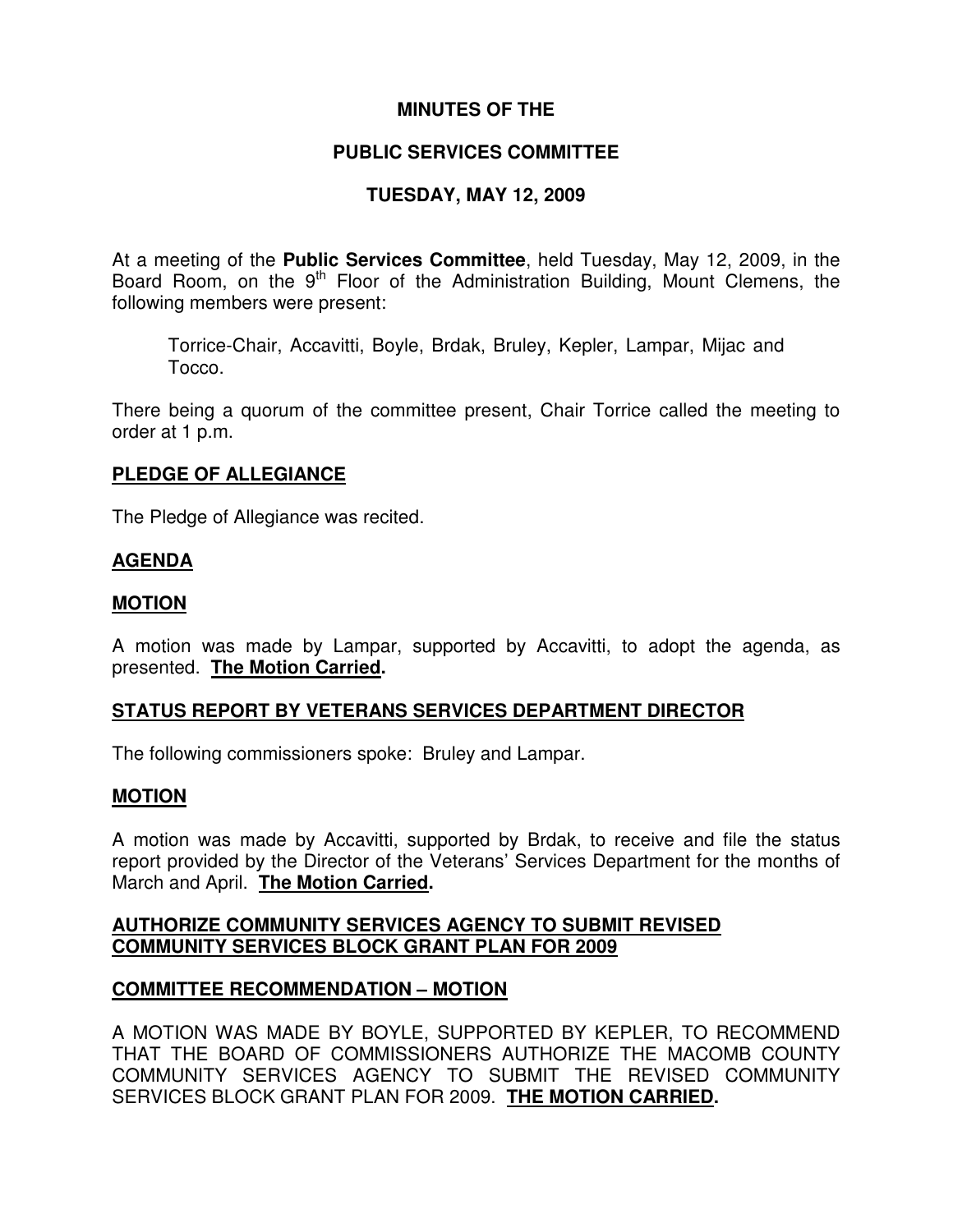# MINUTES OF THE

# PUBLIC SERVICES COMMITTEE

# TUESDAY, MAY 12, 2009

At a meeting of the **Public Services Committee**, held Tuesday, May 12, 2009, in the Board Room, on the 9th Floor of the Administration Building, Mount Clemens, the following members were present:

> Torrice-Chair, Accavitti, Boyle, Brdak, Bruley, Kepler, Lampar, Mijac and Tocco.

There being a quorum of the committee present, Chair Torrice called the meeting to order at 1 p.m.

## PLEDGE OF ALLEGIANCE

The Pledge of Allegiance was recited.

## AGENDA

## MOTION

A motion was made by Lampar, supported by Accavitti, to adopt the agenda, as presented. **The Motion Carried.**

## STATUS REPORT BY VETERANS SERVICES DEPARTMENT DIRECTOR

The following commissioners spoke: Bruley and Lampar.

## MOTION

A motion was made by Accavitti, supported by Brdak, to receive and file the status report provided by the Director of the Veterans' Services Department for the months of March and April. **The Motion Carried.**

## AUTHORIZE COMMUNITY SERVICES AGENCY TO SUBMIT REVISED COMMUNITY SERVICES BLOCK GRANT PLAN FOR 2009

## COMMITTEE RECOMMENDATION – MOTION

A MOTION WAS MADE BY BOYLE, SUPPORTED BY KEPLER, TO RECOMMEND THAT THE BOARD OF COMMISSIONERS AUTHORIZE THE MACOMB COUNTY COMMUNITY SERVICES AGENCY TO SUBMIT THE REVISED COMMUNITY SERVICES BLOCK GRANT PLAN FOR 2009. **THE MOTION CARRIED.**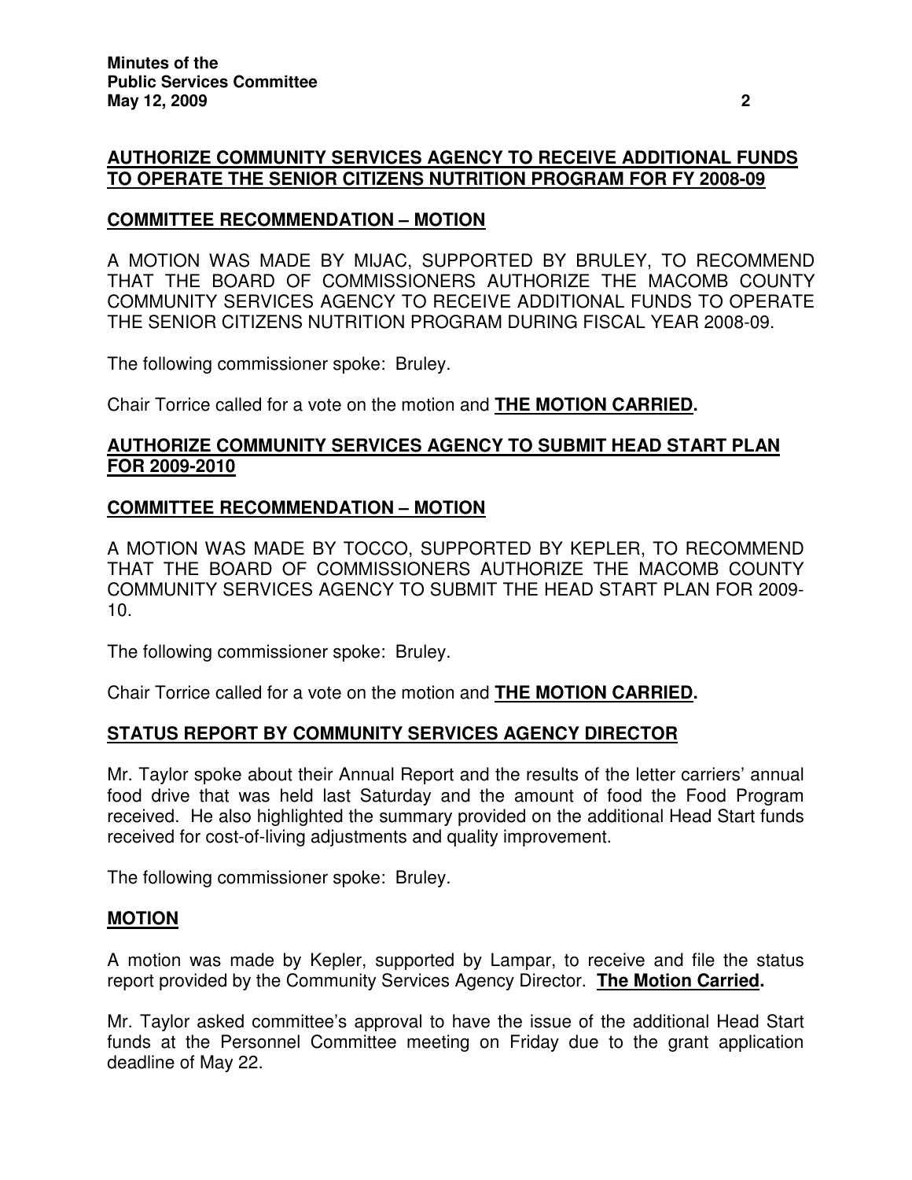**AUTHORIZE COMMUNITY SERVICES AGENCY TO RECEIVE ADDITIONAL FUNDS TO OPERATE THE SENIOR CITIZENS NUTRITION PROGRAM FOR FY 2008-09**

**COMMITTEE RECOMMENDATION – MOTION**

A MOTION WAS MADE BY MIJAC, SUPPORTED BY BRULEY, TO RECOMMEND THAT THE BOARD OF COMMISSIONERS AUTHORIZE THE MACOMB COUNTY COMMUNITY SERVICES AGENCY TO RECEIVE ADDITIONAL FUNDS TO OPERATE THE SENIOR CITIZENS NUTRITION PROGRAM DURING FISCAL YEAR 2008-09.

The following commissioner spoke: Bruley.

Chair Torrice called for a vote on the motion and **THE MOTION CARRIED.**

**AUTHORIZE COMMUNITY SERVICES AGENCY TO SUBMIT HEAD START PLAN FOR 2009-2010**

**COMMITTEE RECOMMENDATION – MOTION**

A MOTION WAS MADE BY TOCCO, SUPPORTED BY KEPLER, TO RECOMMEND THAT THE BOARD OF COMMISSIONERS AUTHORIZE THE MACOMB COUNTY COMMUNITY SERVICES AGENCY TO SUBMIT THE HEAD START PLAN FOR 2009-10.

The following commissioner spoke: Bruley.

Chair Torrice called for a vote on the motion and **THE MOTION CARRIED.**

**STATUS REPORT BY COMMUNITY SERVICES AGENCY DIRECTOR**

Mr. Taylor spoke about their Annual Report and the results of the letter carriers' annual food drive that was held last Saturday and the amount of food the Food Program received. He also highlighted the summary provided on the additional Head Start funds received for cost-of-living adjustments and quality improvement.

The following commissioner spoke: Bruley.

**MOTION**

A motion was made by Kepler, supported by Lampar, to receive and file the status report provided by the Community Services Agency Director. **The Motion Carried.**

Mr. Taylor asked committee's approval to have the issue of the additional Head Start funds at the Personnel Committee meeting on Friday due to the grant application deadline of May 22.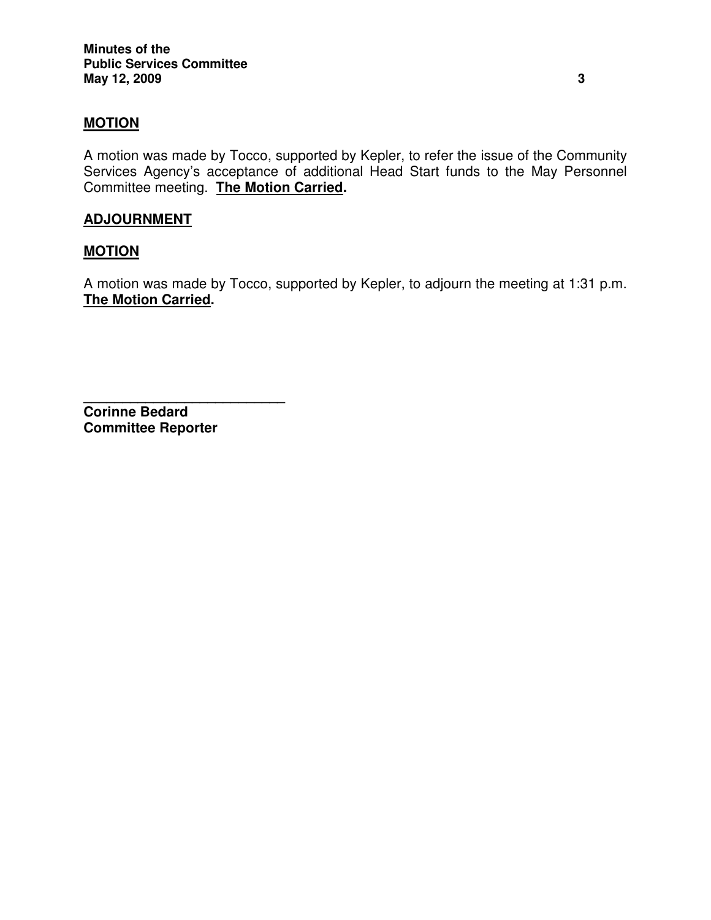**MOTION**

A motion was made by Tocco, supported by Kepler, to refer the issue of the Community Services Agency's acceptance of additional Head Start funds to the May Personnel Committee meeting. **The Motion Carried.**

**ADJOURNMENT**

**MOTION**

A motion was made by Tocco, supported by Kepler, to adjourn the meeting at 1:31 p.m. **The Motion Carried.**

\_\_\_\_\_\_\_\_\_\_\_\_\_\_\_\_\_\_\_\_\_\_\_\_\_\_\_\_

**Corinne Bedard**
**Committee Reporter**